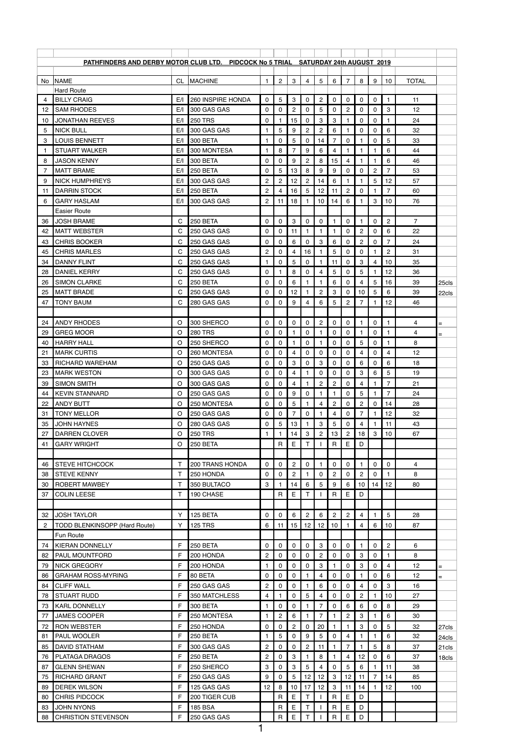**PATHFINDERS AND DERBY MOTOR CLUB LTD. PIDCOCK No 5 TRIAL SATURDAY 24th AUGUST 2019**

| No | NAME | CL | MACHINE | 1 | 2 | 3 | 4 | 5 | 6 | 7 | 8 | 9 | 10 | TOTAL | |
|---|---|---|---|---|---|---|---|---|---|---|---|---|---|---|---|
| | Hard Route | | | | | | | | | | | | | | |
| 4 | BILLY CRAIG | E/I | 260 INSPIRE HONDA | 0 | 5 | 3 | 0 | 2 | 0 | 0 | 0 | 0 | 1 | 11 | |
| 12 | SAM RHODES | E/I | 300 GAS GAS | 0 | 0 | 2 | 0 | 5 | 0 | 2 | 0 | 0 | 3 | 12 | |
| 10 | JONATHAN REEVES | E/I | 250 TRS | 0 | 1 | 15 | 0 | 3 | 3 | 1 | 0 | 0 | 1 | 24 | |
| 5 | NICK BULL | E/I | 300 GAS GAS | 1 | 5 | 9 | 2 | 2 | 6 | 1 | 0 | 0 | 6 | 32 | |
| 3 | LOUIS BENNETT | E/I | 300 BETA | 1 | 0 | 5 | 0 | 14 | 7 | 0 | 1 | 0 | 5 | 33 | |
| 1 | STUART WALKER | E/I | 300 MONTESA | 1 | 8 | 7 | 9 | 6 | 4 | 1 | 1 | 1 | 6 | 44 | |
| 8 | JASON KENNY | E/I | 300 BETA | 0 | 0 | 9 | 2 | 8 | 15 | 4 | 1 | 1 | 6 | 46 | |
| 7 | MATT BRAME | E/I | 250 BETA | 0 | 5 | 13 | 8 | 9 | 9 | 0 | 0 | 2 | 7 | 53 | |
| 9 | NICK HUMPHREYS | E/I | 300 GAS GAS | 2 | 2 | 12 | 2 | 14 | 6 | 1 | 1 | 5 | 12 | 57 | |
| 11 | DARRIN STOCK | E/I | 250 BETA | 2 | 4 | 16 | 5 | 12 | 11 | 2 | 0 | 1 | 7 | 60 | |
| 6 | GARY HASLAM | E/I | 300 GAS GAS | 2 | 11 | 18 | 1 | 10 | 14 | 6 | 1 | 3 | 10 | 76 | |
| | Easier Route | | | | | | | | | | | | | | |
| 36 | JOSH BRAME | C | 250 BETA | 0 | 0 | 3 | 0 | 0 | 1 | 0 | 1 | 0 | 2 | 7 | |
| 42 | MATT WEBSTER | C | 250 GAS GAS | 0 | 0 | 11 | 1 | 1 | 1 | 0 | 2 | 0 | 6 | 22 | |
| 43 | CHRIS BOOKER | C | 250 GAS GAS | 0 | 0 | 6 | 0 | 3 | 6 | 0 | 2 | 0 | 7 | 24 | |
| 45 | CHRIS MARLES | C | 250 GAS GAS | 2 | 0 | 4 | 16 | 1 | 5 | 0 | 0 | 1 | 2 | 31 | |
| 34 | DANNY FLINT | C | 250 GAS GAS | 1 | 0 | 5 | 0 | 1 | 11 | 0 | 3 | 4 | 10 | 35 | |
| 28 | DANIEL KERRY | C | 250 GAS GAS | 0 | 1 | 8 | 0 | 4 | 5 | 0 | 5 | 1 | 12 | 36 | |
| 26 | SIMON CLARKE | C | 250 BETA | 0 | 0 | 6 | 1 | 1 | 6 | 0 | 4 | 5 | 16 | 39 | 25cls |
| 25 | MATT BRADE | C | 250 GAS GAS | 0 | 0 | 12 | 1 | 2 | 3 | 0 | 10 | 5 | 6 | 39 | 22cls |
| 47 | TONY BAUM | C | 280 GAS GAS | 0 | 0 | 9 | 4 | 6 | 5 | 2 | 7 | 1 | 12 | 46 | |
| | | | | | | | | | | | | | | | |
| 24 | ANDY RHODES | O | 300 SHERCO | 0 | 0 | 0 | 0 | 2 | 0 | 0 | 1 | 0 | 1 | 4 | = |
| 29 | GREG MOOR | O | 280 TRS | 0 | 0 | 1 | 0 | 1 | 0 | 0 | 1 | 0 | 1 | 4 | = |
| 40 | HARRY HALL | O | 250 SHERCO | 0 | 0 | 1 | 0 | 1 | 0 | 0 | 5 | 0 | 1 | 8 | |
| 21 | MARK CURTIS | O | 260 MONTESA | 0 | 0 | 4 | 0 | 0 | 0 | 0 | 4 | 0 | 4 | 12 | |
| 33 | RICHARD WAREHAM | O | 250 GAS GAS | 0 | 0 | 3 | 0 | 3 | 0 | 0 | 6 | 0 | 6 | 18 | |
| 23 | MARK WESTON | O | 300 GAS GAS | 0 | 0 | 4 | 1 | 0 | 0 | 0 | 3 | 6 | 5 | 19 | |
| 39 | SIMON SMITH | O | 300 GAS GAS | 0 | 0 | 4 | 1 | 2 | 2 | 0 | 4 | 1 | 7 | 21 | |
| 44 | KEVIN STANNARD | O | 250 GAS GAS | 0 | 0 | 9 | 0 | 1 | 1 | 0 | 5 | 1 | 7 | 24 | |
| 22 | ANDY BUTT | O | 250 MONTESA | 0 | 0 | 5 | 1 | 4 | 2 | 0 | 2 | 0 | 14 | 28 | |
| 31 | TONY MELLOR | O | 250 GAS GAS | 0 | 0 | 7 | 0 | 1 | 4 | 0 | 7 | 1 | 12 | 32 | |
| 35 | JOHN HAYNES | O | 280 GAS GAS | 0 | 5 | 13 | 1 | 3 | 5 | 0 | 4 | 1 | 11 | 43 | |
| 27 | DARREN CLOVER | O | 250 TRS | 1 | 1 | 14 | 3 | 2 | 13 | 2 | 18 | 3 | 10 | 67 | |
| 41 | GARY WRIGHT | O | 250 BETA | | R | E | T | I | R | E | D | | | | |
| | | | | | | | | | | | | | | | |
| 46 | STEVE HITCHCOCK | T | 200 TRANS HONDA | 0 | 0 | 2 | 0 | 1 | 0 | 0 | 1 | 0 | 0 | 4 | |
| 38 | STEVE KENNY | T | 250 HONDA | 0 | 0 | 2 | 1 | 0 | 2 | 0 | 2 | 0 | 1 | 8 | |
| 30 | ROBERT MAWBEY | T | 350 BULTACO | 3 | 1 | 14 | 6 | 5 | 9 | 6 | 10 | 14 | 12 | 80 | |
| 37 | COLIN LEESE | T | 190 CHASE | | R | E | T | I | R | E | D | | | | |
| | | | | | | | | | | | | | | | |
| 32 | JOSH TAYLOR | Y | 125 BETA | 0 | 0 | 6 | 2 | 6 | 2 | 2 | 4 | 1 | 5 | 28 | |
| 2 | TODD BLENKINSOPP (Hard Route) | Y | 125 TRS | 6 | 11 | 15 | 12 | 12 | 10 | 1 | 4 | 6 | 10 | 87 | |
| | Fun Route | | | | | | | | | | | | | | |
| 74 | KIERAN DONNELLY | F | 250 BETA | 0 | 0 | 0 | 0 | 3 | 0 | 0 | 1 | 0 | 2 | 6 | |
| 82 | PAUL MOUNTFORD | F | 200 HONDA | 2 | 0 | 0 | 0 | 2 | 0 | 0 | 3 | 0 | 1 | 8 | |
| 79 | NICK GREGORY | F | 200 HONDA | 1 | 0 | 0 | 0 | 3 | 1 | 0 | 3 | 0 | 4 | 12 | = |
| 86 | GRAHAM ROSS-MYRING | F | 80 BETA | 0 | 0 | 0 | 1 | 4 | 0 | 0 | 1 | 0 | 6 | 12 | = |
| 84 | CLIFF WALL | F | 250 GAS GAS | 2 | 0 | 0 | 1 | 6 | 0 | 0 | 4 | 0 | 3 | 16 | |
| 78 | STUART RUDD | F | 350 MATCHLESS | 4 | 1 | 0 | 5 | 4 | 0 | 0 | 2 | 1 | 10 | 27 | |
| 73 | KARL DONNELLY | F | 300 BETA | 1 | 0 | 0 | 1 | 7 | 0 | 6 | 6 | 0 | 8 | 29 | |
| 77 | JAMES COOPER | F | 250 MONTESA | 1 | 2 | 6 | 1 | 7 | 1 | 2 | 3 | 1 | 6 | 30 | |
| 72 | RON WEBSTER | F | 250 HONDA | 0 | 0 | 2 | 0 | 20 | 1 | 1 | 3 | 0 | 5 | 32 | 27cls |
| 81 | PAUL WOOLER | F | 250 BETA | 1 | 5 | 0 | 9 | 5 | 0 | 4 | 1 | 1 | 6 | 32 | 24cls |
| 85 | DAVID STATHAM | F | 300 GAS GAS | 2 | 0 | 0 | 2 | 11 | 1 | 7 | 1 | 5 | 8 | 37 | 21cls |
| 76 | PLATAGA DRAGOS | F | 250 BETA | 2 | 0 | 3 | 1 | 8 | 1 | 4 | 12 | 0 | 6 | 37 | 18cls |
| 87 | GLENN SHEWAN | F | 250 SHERCO | 3 | 0 | 3 | 5 | 4 | 0 | 5 | 6 | 1 | 11 | 38 | |
| 75 | RICHARD GRANT | F | 250 GAS GAS | 9 | 0 | 5 | 12 | 12 | 3 | 12 | 11 | 7 | 14 | 85 | |
| 89 | DEREK WILSON | F | 125 GAS GAS | 12 | 8 | 10 | 17 | 12 | 3 | 11 | 14 | 1 | 12 | 100 | |
| 80 | CHRIS PIDCOCK | F | 200 TIGER CUB | | R | E | T | I | R | E | D | | | | |
| 83 | JOHN NYONS | F | 185 BSA | | R | E | T | I | R | E | D | | | | |
| 88 | CHRISTION STEVENSON | F | 250 GAS GAS | | R | E | T | I | R | E | D | | | | |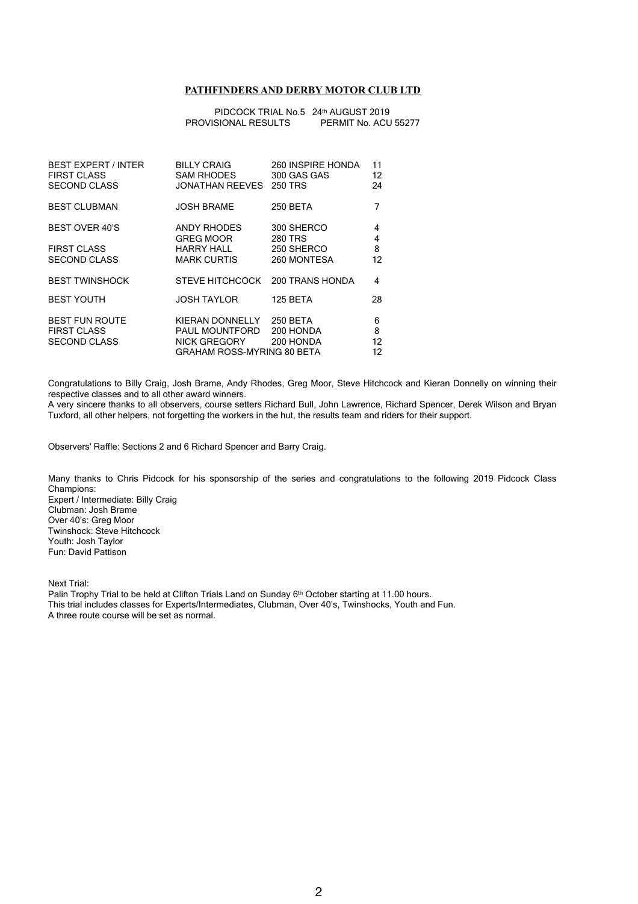## PATHFINDERS AND DERBY MOTOR CLUB LTD

PIDCOCK TRIAL No.5 24th AUGUST 2019
PROVISIONAL RESULTS PERMIT No. ACU 55277

| | | | |
|---|---|---|---|
| BEST EXPERT / INTER | BILLY CRAIG | 260 INSPIRE HONDA | 11 |
| FIRST CLASS | SAM RHODES | 300 GAS GAS | 12 |
| SECOND CLASS | JONATHAN REEVES | 250 TRS | 24 |
| BEST CLUBMAN | JOSH BRAME | 250 BETA | 7 |
| BEST OVER 40'S | ANDY RHODES | 300 SHERCO | 4 |
| | GREG MOOR | 280 TRS | 4 |
| FIRST CLASS | HARRY HALL | 250 SHERCO | 8 |
| SECOND CLASS | MARK CURTIS | 260 MONTESA | 12 |
| BEST TWINSHOCK | STEVE HITCHCOCK | 200 TRANS HONDA | 4 |
| BEST YOUTH | JOSH TAYLOR | 125 BETA | 28 |
| BEST FUN ROUTE | KIERAN DONNELLY | 250 BETA | 6 |
| FIRST CLASS | PAUL MOUNTFORD | 200 HONDA | 8 |
| SECOND CLASS | NICK GREGORY | 200 HONDA | 12 |
| | GRAHAM ROSS-MYRING | 80 BETA | 12 |

Congratulations to Billy Craig, Josh Brame, Andy Rhodes, Greg Moor, Steve Hitchcock and Kieran Donnelly on winning their respective classes and to all other award winners.
A very sincere thanks to all observers, course setters Richard Bull, John Lawrence, Richard Spencer, Derek Wilson and Bryan Tuxford, all other helpers, not forgetting the workers in the hut, the results team and riders for their support.

Observers' Raffle: Sections 2 and 6 Richard Spencer and Barry Craig.

Many thanks to Chris Pidcock for his sponsorship of the series and congratulations to the following 2019 Pidcock Class Champions:
Expert / Intermediate: Billy Craig
Clubman: Josh Brame
Over 40's: Greg Moor
Twinshock: Steve Hitchcock
Youth: Josh Taylor
Fun: David Pattison

Next Trial:
Palin Trophy Trial to be held at Clifton Trials Land on Sunday 6th October starting at 11.00 hours.
This trial includes classes for Experts/Intermediates, Clubman, Over 40's, Twinshocks, Youth and Fun.
A three route course will be set as normal.